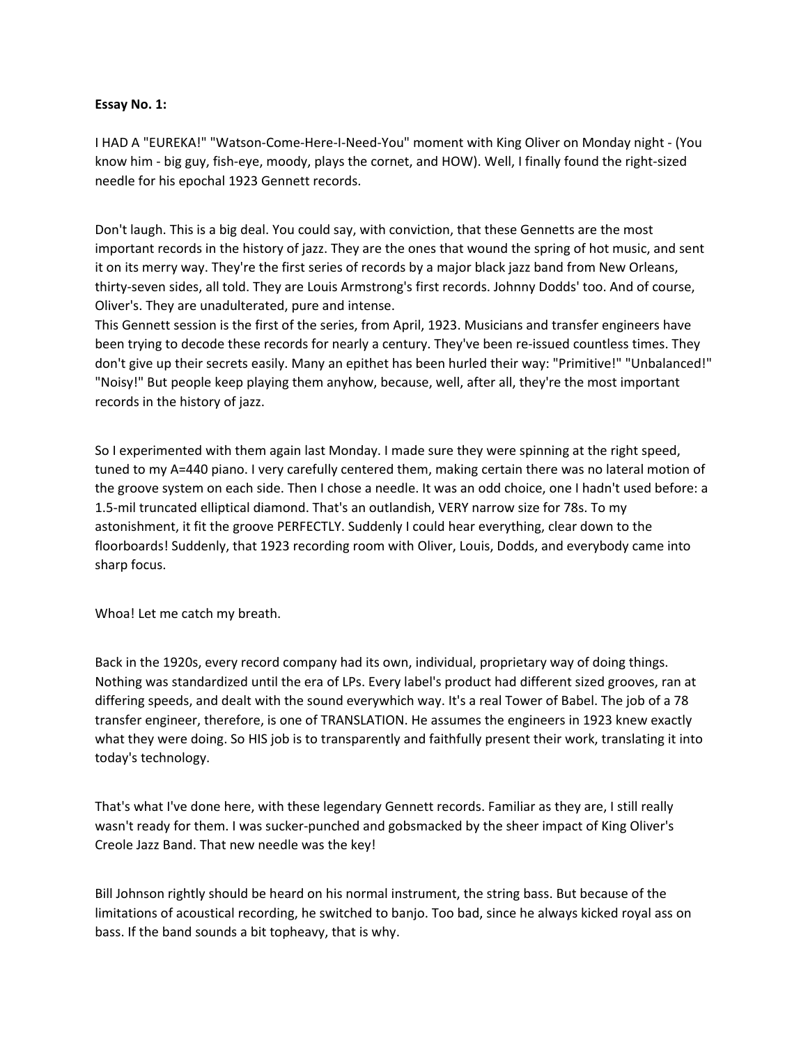**Essay No. 1:**

I HAD A "EUREKA!" "Watson-Come-Here-I-Need-You" moment with King Oliver on Monday night - (You know him - big guy, fish-eye, moody, plays the cornet, and HOW). Well, I finally found the right-sized needle for his epochal 1923 Gennett records.

Don't laugh. This is a big deal. You could say, with conviction, that these Gennetts are the most important records in the history of jazz. They are the ones that wound the spring of hot music, and sent it on its merry way. They're the first series of records by a major black jazz band from New Orleans, thirty-seven sides, all told. They are Louis Armstrong's first records. Johnny Dodds' too. And of course, Oliver's. They are unadulterated, pure and intense.
This Gennett session is the first of the series, from April, 1923. Musicians and transfer engineers have been trying to decode these records for nearly a century. They've been re-issued countless times. They don't give up their secrets easily. Many an epithet has been hurled their way: "Primitive!" "Unbalanced!" "Noisy!" But people keep playing them anyhow, because, well, after all, they're the most important records in the history of jazz.

So I experimented with them again last Monday. I made sure they were spinning at the right speed, tuned to my A=440 piano. I very carefully centered them, making certain there was no lateral motion of the groove system on each side. Then I chose a needle. It was an odd choice, one I hadn't used before: a 1.5-mil truncated elliptical diamond. That's an outlandish, VERY narrow size for 78s. To my astonishment, it fit the groove PERFECTLY. Suddenly I could hear everything, clear down to the floorboards! Suddenly, that 1923 recording room with Oliver, Louis, Dodds, and everybody came into sharp focus.

Whoa! Let me catch my breath.

Back in the 1920s, every record company had its own, individual, proprietary way of doing things. Nothing was standardized until the era of LPs. Every label's product had different sized grooves, ran at differing speeds, and dealt with the sound everywhich way. It's a real Tower of Babel. The job of a 78 transfer engineer, therefore, is one of TRANSLATION. He assumes the engineers in 1923 knew exactly what they were doing. So HIS job is to transparently and faithfully present their work, translating it into today's technology.

That's what I've done here, with these legendary Gennett records. Familiar as they are, I still really wasn't ready for them. I was sucker-punched and gobsmacked by the sheer impact of King Oliver's Creole Jazz Band. That new needle was the key!

Bill Johnson rightly should be heard on his normal instrument, the string bass. But because of the limitations of acoustical recording, he switched to banjo. Too bad, since he always kicked royal ass on bass. If the band sounds a bit topheavy, that is why.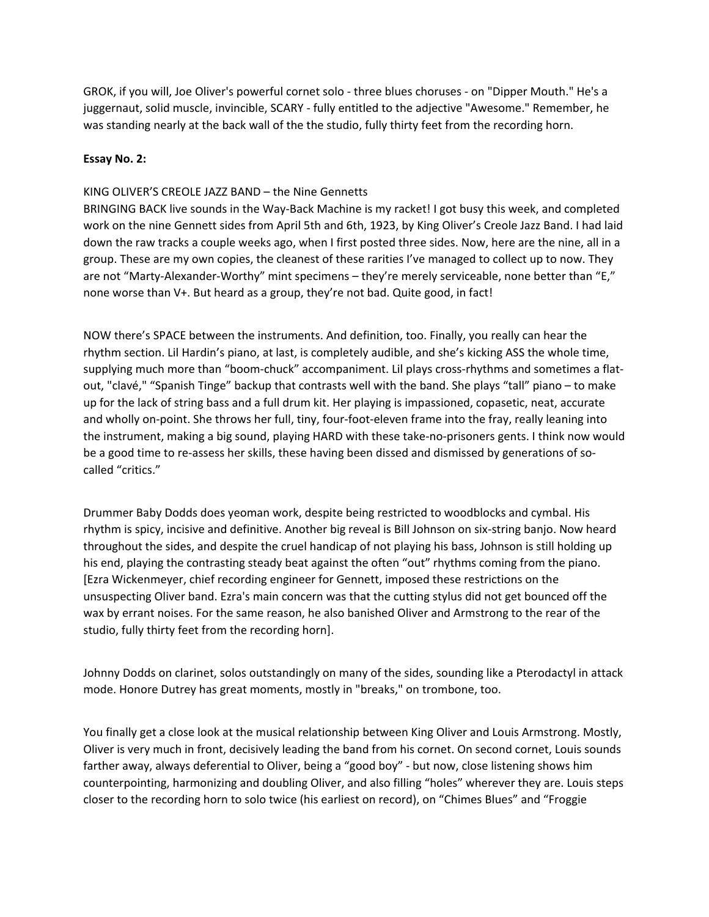GROK, if you will, Joe Oliver's powerful cornet solo - three blues choruses - on "Dipper Mouth." He's a juggernaut, solid muscle, invincible, SCARY - fully entitled to the adjective "Awesome." Remember, he was standing nearly at the back wall of the the studio, fully thirty feet from the recording horn.

**Essay No. 2:**

KING OLIVER'S CREOLE JAZZ BAND – the Nine Gennetts
BRINGING BACK live sounds in the Way-Back Machine is my racket! I got busy this week, and completed work on the nine Gennett sides from April 5th and 6th, 1923, by King Oliver's Creole Jazz Band. I had laid down the raw tracks a couple weeks ago, when I first posted three sides. Now, here are the nine, all in a group. These are my own copies, the cleanest of these rarities I've managed to collect up to now. They are not "Marty-Alexander-Worthy" mint specimens – they're merely serviceable, none better than "E," none worse than V+. But heard as a group, they're not bad. Quite good, in fact!

NOW there's SPACE between the instruments. And definition, too. Finally, you really can hear the rhythm section. Lil Hardin's piano, at last, is completely audible, and she's kicking ASS the whole time, supplying much more than "boom-chuck" accompaniment. Lil plays cross-rhythms and sometimes a flat-out, "clavé," "Spanish Tinge" backup that contrasts well with the band. She plays "tall" piano – to make up for the lack of string bass and a full drum kit. Her playing is impassioned, copasetic, neat, accurate and wholly on-point. She throws her full, tiny, four-foot-eleven frame into the fray, really leaning into the instrument, making a big sound, playing HARD with these take-no-prisoners gents. I think now would be a good time to re-assess her skills, these having been dissed and dismissed by generations of so-called "critics."

Drummer Baby Dodds does yeoman work, despite being restricted to woodblocks and cymbal. His rhythm is spicy, incisive and definitive. Another big reveal is Bill Johnson on six-string banjo. Now heard throughout the sides, and despite the cruel handicap of not playing his bass, Johnson is still holding up his end, playing the contrasting steady beat against the often "out" rhythms coming from the piano. [Ezra Wickenmeyer, chief recording engineer for Gennett, imposed these restrictions on the unsuspecting Oliver band. Ezra's main concern was that the cutting stylus did not get bounced off the wax by errant noises. For the same reason, he also banished Oliver and Armstrong to the rear of the studio, fully thirty feet from the recording horn].

Johnny Dodds on clarinet, solos outstandingly on many of the sides, sounding like a Pterodactyl in attack mode. Honore Dutrey has great moments, mostly in "breaks," on trombone, too.

You finally get a close look at the musical relationship between King Oliver and Louis Armstrong. Mostly, Oliver is very much in front, decisively leading the band from his cornet. On second cornet, Louis sounds farther away, always deferential to Oliver, being a "good boy" - but now, close listening shows him counterpointing, harmonizing and doubling Oliver, and also filling "holes" wherever they are. Louis steps closer to the recording horn to solo twice (his earliest on record), on "Chimes Blues" and "Froggie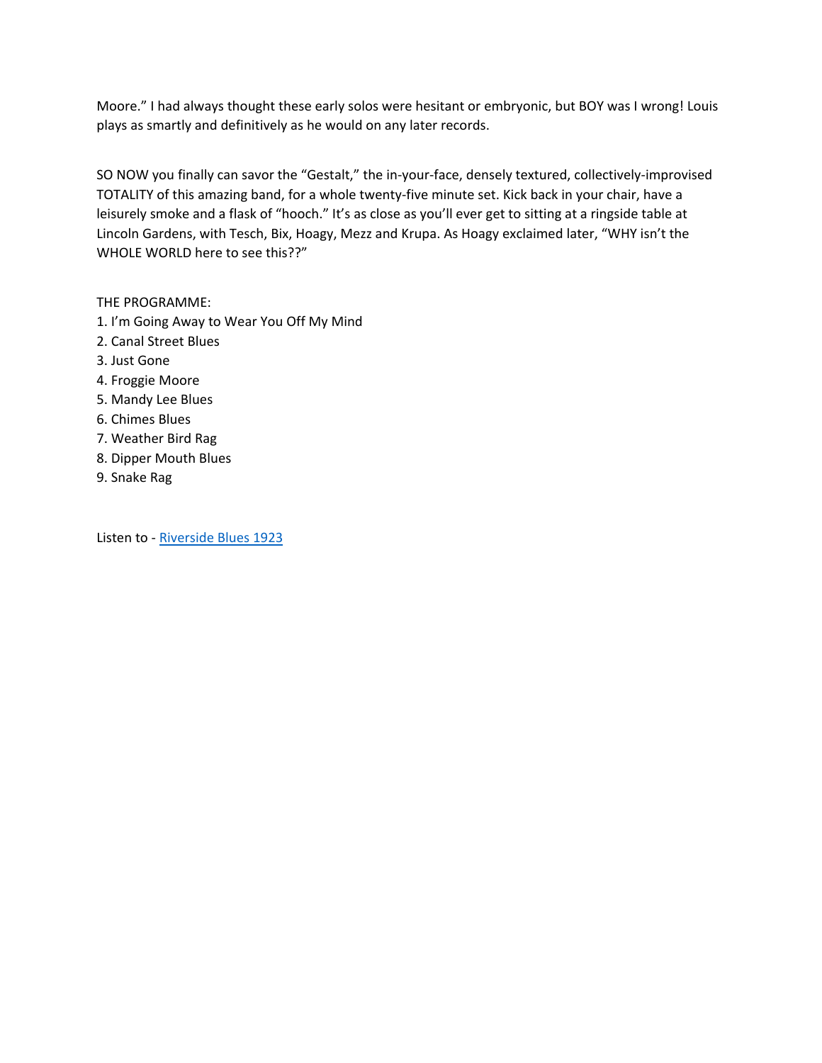Moore." I had always thought these early solos were hesitant or embryonic, but BOY was I wrong! Louis plays as smartly and definitively as he would on any later records.

SO NOW you finally can savor the "Gestalt," the in-your-face, densely textured, collectively-improvised TOTALITY of this amazing band, for a whole twenty-five minute set. Kick back in your chair, have a leisurely smoke and a flask of "hooch." It's as close as you'll ever get to sitting at a ringside table at Lincoln Gardens, with Tesch, Bix, Hoagy, Mezz and Krupa. As Hoagy exclaimed later, "WHY isn't the WHOLE WORLD here to see this??"

THE PROGRAMME:

1. I'm Going Away to Wear You Off My Mind
2. Canal Street Blues
3. Just Gone
4. Froggie Moore
5. Mandy Lee Blues
6. Chimes Blues
7. Weather Bird Rag
8. Dipper Mouth Blues
9. Snake Rag

Listen to - Riverside Blues 1923